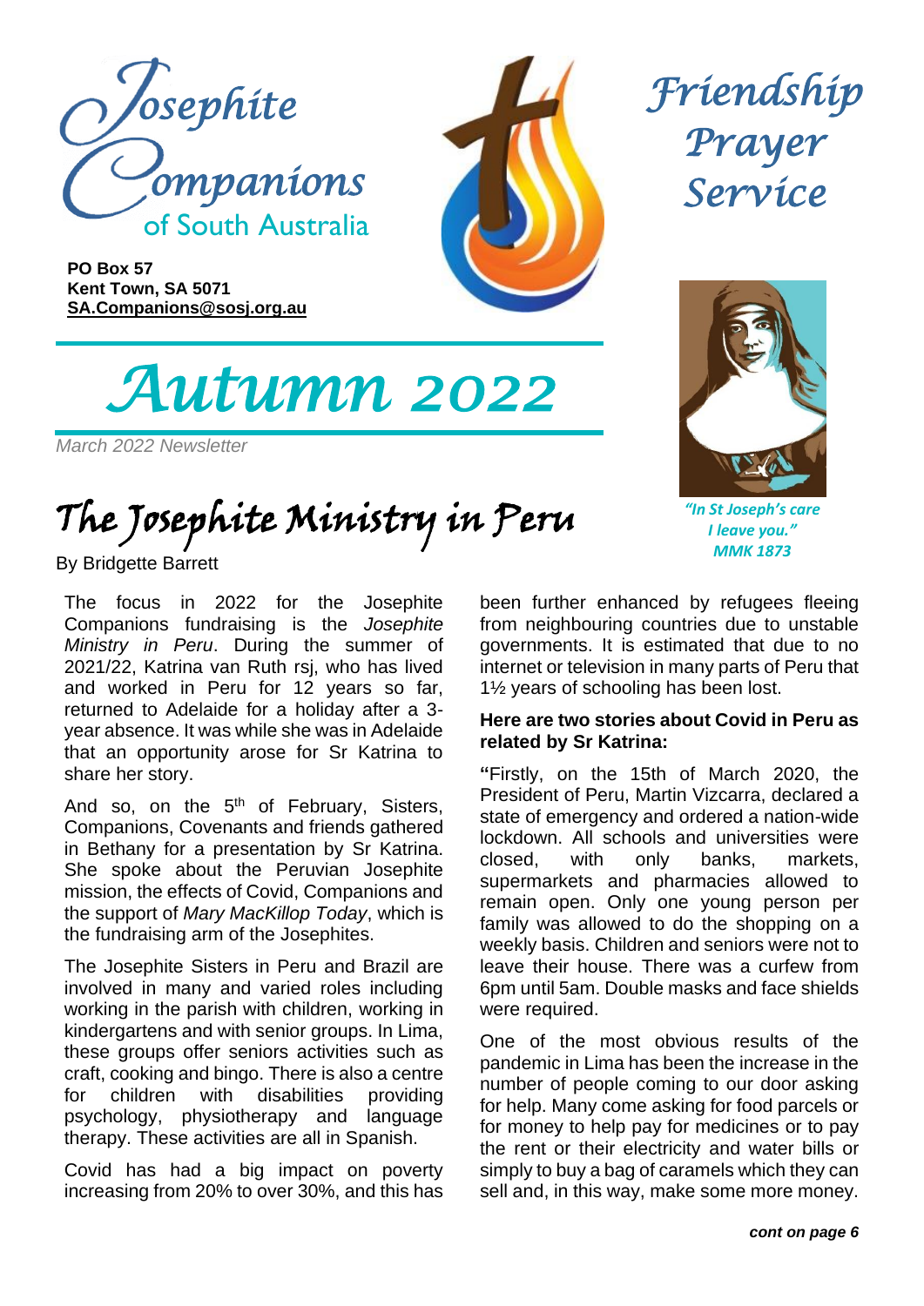# Josephite Companions of South Australia

**PO Box 57**
**Kent Town, SA 5071**
**SA.Companions@sosj.org.au**

# Friendship Prayer Service

# Autumn 2022

*March 2022 Newsletter*

*"In St Joseph's care I leave you." MMK 1873*

## The Josephite Ministry in Peru

By Bridgette Barrett

The focus in 2022 for the Josephite Companions fundraising is the *Josephite Ministry in Peru*. During the summer of 2021/22, Katrina van Ruth rsj, who has lived and worked in Peru for 12 years so far, returned to Adelaide for a holiday after a 3-year absence. It was while she was in Adelaide that an opportunity arose for Sr Katrina to share her story.

And so, on the 5th of February, Sisters, Companions, Covenants and friends gathered in Bethany for a presentation by Sr Katrina. She spoke about the Peruvian Josephite mission, the effects of Covid, Companions and the support of *Mary MacKillop Today*, which is the fundraising arm of the Josephites.

The Josephite Sisters in Peru and Brazil are involved in many and varied roles including working in the parish with children, working in kindergartens and with senior groups. In Lima, these groups offer seniors activities such as craft, cooking and bingo. There is also a centre for children with disabilities providing psychology, physiotherapy and language therapy. These activities are all in Spanish.

Covid has had a big impact on poverty increasing from 20% to over 30%, and this has been further enhanced by refugees fleeing from neighbouring countries due to unstable governments. It is estimated that due to no internet or television in many parts of Peru that 1½ years of schooling has been lost.

**Here are two stories about Covid in Peru as related by Sr Katrina:**

"Firstly, on the 15th of March 2020, the President of Peru, Martin Vizcarra, declared a state of emergency and ordered a nation-wide lockdown. All schools and universities were closed, with only banks, markets, supermarkets and pharmacies allowed to remain open. Only one young person per family was allowed to do the shopping on a weekly basis. Children and seniors were not to leave their house. There was a curfew from 6pm until 5am. Double masks and face shields were required.

One of the most obvious results of the pandemic in Lima has been the increase in the number of people coming to our door asking for help. Many come asking for food parcels or for money to help pay for medicines or to pay the rent or their electricity and water bills or simply to buy a bag of caramels which they can sell and, in this way, make some more money.

***cont on page 6***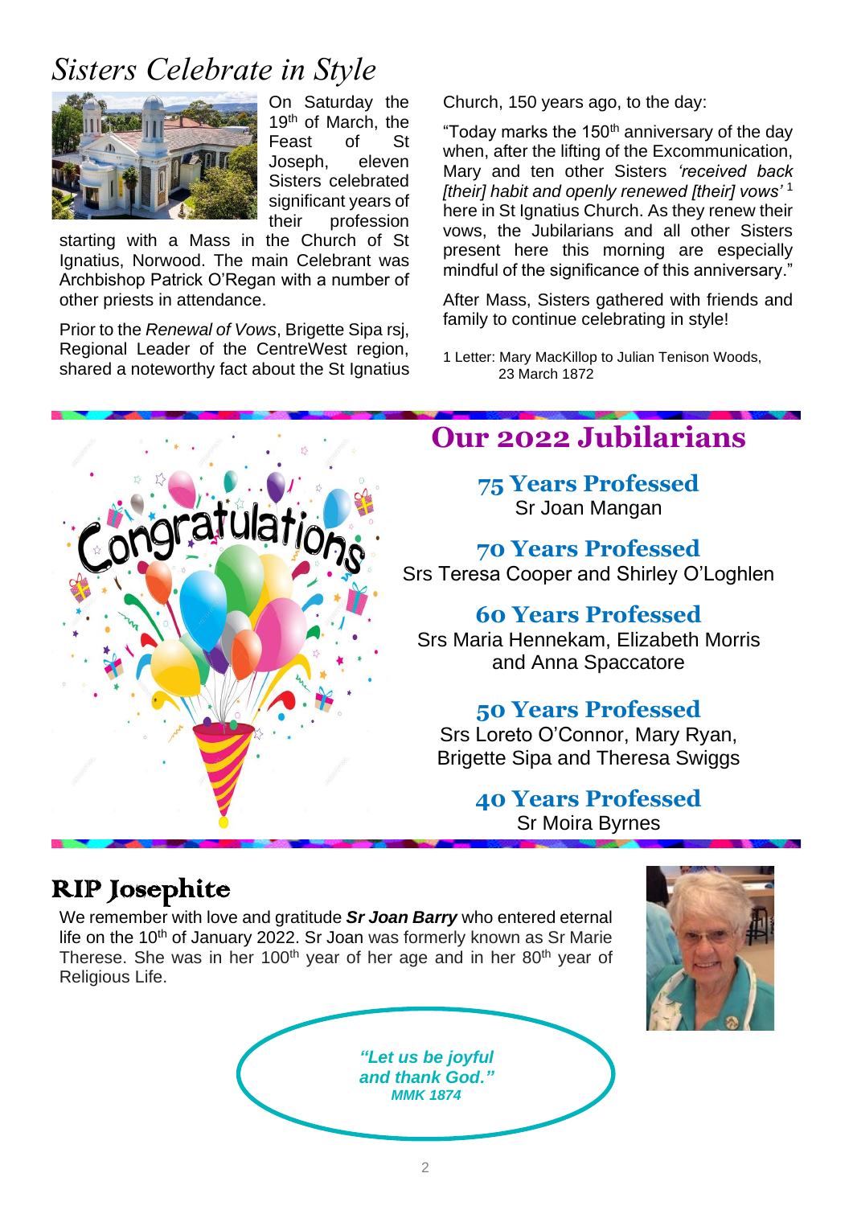# *Sisters Celebrate in Style*

On Saturday the 19th of March, the Feast of St Joseph, eleven Sisters celebrated significant years of their profession starting with a Mass in the Church of St Ignatius, Norwood. The main Celebrant was Archbishop Patrick O'Regan with a number of other priests in attendance.

Prior to the *Renewal of Vows*, Brigette Sipa rsj, Regional Leader of the CentreWest region, shared a noteworthy fact about the St Ignatius Church, 150 years ago, to the day:

"Today marks the 150th anniversary of the day when, after the lifting of the Excommunication, Mary and ten other Sisters *'received back [their] habit and openly renewed [their] vows'* [1] here in St Ignatius Church. As they renew their vows, the Jubilarians and all other Sisters present here this morning are especially mindful of the significance of this anniversary."

After Mass, Sisters gathered with friends and family to continue celebrating in style!

1 Letter: Mary MacKillop to Julian Tenison Woods, 23 March 1872

## Our 2022 Jubilarians

### 75 Years Professed
Sr Joan Mangan

### 70 Years Professed
Srs Teresa Cooper and Shirley O'Loghlen

### 60 Years Professed
Srs Maria Hennekam, Elizabeth Morris and Anna Spaccatore

### 50 Years Professed
Srs Loreto O'Connor, Mary Ryan, Brigette Sipa and Theresa Swiggs

### 40 Years Professed
Sr Moira Byrnes

## RIP Josephite

We remember with love and gratitude ***Sr Joan Barry*** who entered eternal life on the 10th of January 2022. Sr Joan was formerly known as Sr Marie Therese. She was in her 100th year of her age and in her 80th year of Religious Life.

***"Let us be joyful and thank God."***
***MMK 1874***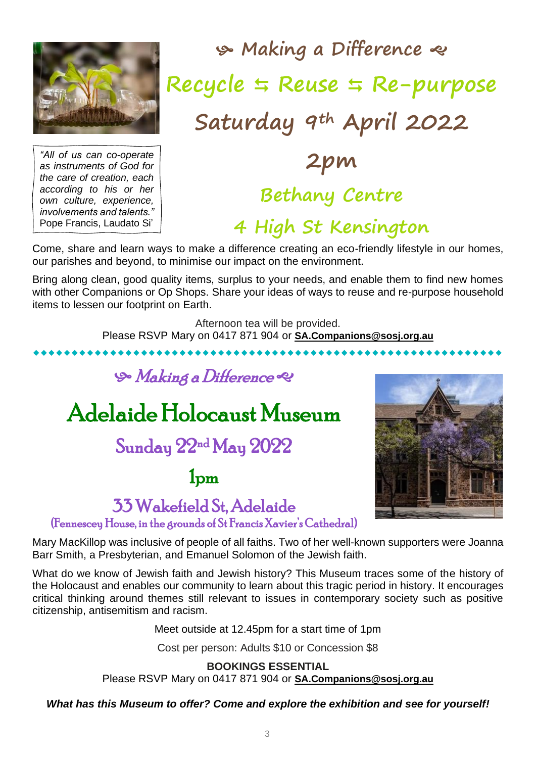# Making a Difference

## Recycle ⇆ Reuse ⇆ Re-purpose

## Saturday 9th April 2022

## 2pm

### Bethany Centre

### 4 High St Kensington

> *"All of us can co-operate as instruments of God for the care of creation, each according to his or her own culture, experience, involvements and talents."*
> Pope Francis, Laudato Si'

Come, share and learn ways to make a difference creating an eco-friendly lifestyle in our homes, our parishes and beyond, to minimise our impact on the environment.

Bring along clean, good quality items, surplus to your needs, and enable them to find new homes with other Companions or Op Shops. Share your ideas of ways to reuse and re-purpose household items to lessen our footprint on Earth.

Afternoon tea will be provided.
Please RSVP Mary on 0417 871 904 or **SA.Companions@sosj.org.au**

---

*Making a Difference*

# Adelaide Holocaust Museum

## Sunday 22nd May 2022

## 1pm

### 33 Wakefield St, Adelaide

(Fennescey House, in the grounds of St Francis Xavier's Cathedral)

Mary MacKillop was inclusive of people of all faiths. Two of her well-known supporters were Joanna Barr Smith, a Presbyterian, and Emanuel Solomon of the Jewish faith.

What do we know of Jewish faith and Jewish history? This Museum traces some of the history of the Holocaust and enables our community to learn about this tragic period in history. It encourages critical thinking around themes still relevant to issues in contemporary society such as positive citizenship, antisemitism and racism.

Meet outside at 12.45pm for a start time of 1pm

Cost per person: Adults $10 or Concession $8

**BOOKINGS ESSENTIAL**
Please RSVP Mary on 0417 871 904 or **SA.Companions@sosj.org.au**

***What has this Museum to offer? Come and explore the exhibition and see for yourself!***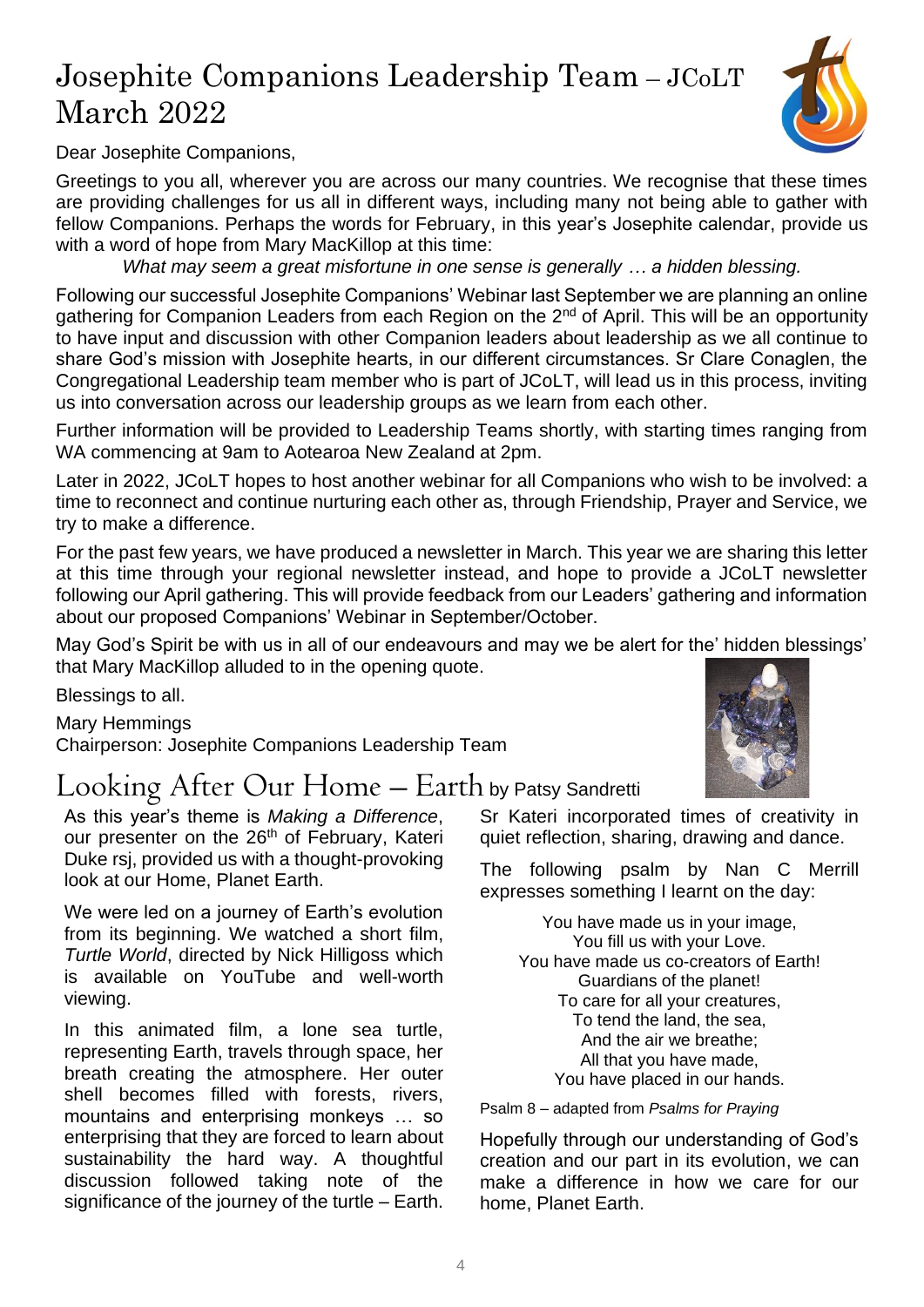# Josephite Companions Leadership Team – JCoLT March 2022

Dear Josephite Companions,

Greetings to you all, wherever you are across our many countries. We recognise that these times are providing challenges for us all in different ways, including many not being able to gather with fellow Companions. Perhaps the words for February, in this year's Josephite calendar, provide us with a word of hope from Mary MacKillop at this time:

*What may seem a great misfortune in one sense is generally … a hidden blessing.*

Following our successful Josephite Companions' Webinar last September we are planning an online gathering for Companion Leaders from each Region on the 2nd of April. This will be an opportunity to have input and discussion with other Companion leaders about leadership as we all continue to share God's mission with Josephite hearts, in our different circumstances. Sr Clare Conaglen, the Congregational Leadership team member who is part of JCoLT, will lead us in this process, inviting us into conversation across our leadership groups as we learn from each other.

Further information will be provided to Leadership Teams shortly, with starting times ranging from WA commencing at 9am to Aotearoa New Zealand at 2pm.

Later in 2022, JCoLT hopes to host another webinar for all Companions who wish to be involved: a time to reconnect and continue nurturing each other as, through Friendship, Prayer and Service, we try to make a difference.

For the past few years, we have produced a newsletter in March. This year we are sharing this letter at this time through your regional newsletter instead, and hope to provide a JCoLT newsletter following our April gathering. This will provide feedback from our Leaders' gathering and information about our proposed Companions' Webinar in September/October.

May God's Spirit be with us in all of our endeavours and may we be alert for the' hidden blessings' that Mary MacKillop alluded to in the opening quote.

Blessings to all.

Mary Hemmings
Chairperson: Josephite Companions Leadership Team

# Looking After Our Home – Earth by Patsy Sandretti

As this year's theme is *Making a Difference*, our presenter on the 26th of February, Kateri Duke rsj, provided us with a thought-provoking look at our Home, Planet Earth.

We were led on a journey of Earth's evolution from its beginning. We watched a short film, *Turtle World*, directed by Nick Hilligoss which is available on YouTube and well-worth viewing.

In this animated film, a lone sea turtle, representing Earth, travels through space, her breath creating the atmosphere. Her outer shell becomes filled with forests, rivers, mountains and enterprising monkeys … so enterprising that they are forced to learn about sustainability the hard way. A thoughtful discussion followed taking note of the significance of the journey of the turtle – Earth.

Sr Kateri incorporated times of creativity in quiet reflection, sharing, drawing and dance.

The following psalm by Nan C Merrill expresses something I learnt on the day:

You have made us in your image,
You fill us with your Love.
You have made us co-creators of Earth!
Guardians of the planet!
To care for all your creatures,
To tend the land, the sea,
And the air we breathe;
All that you have made,
You have placed in our hands.

Psalm 8 – adapted from *Psalms for Praying*

Hopefully through our understanding of God's creation and our part in its evolution, we can make a difference in how we care for our home, Planet Earth.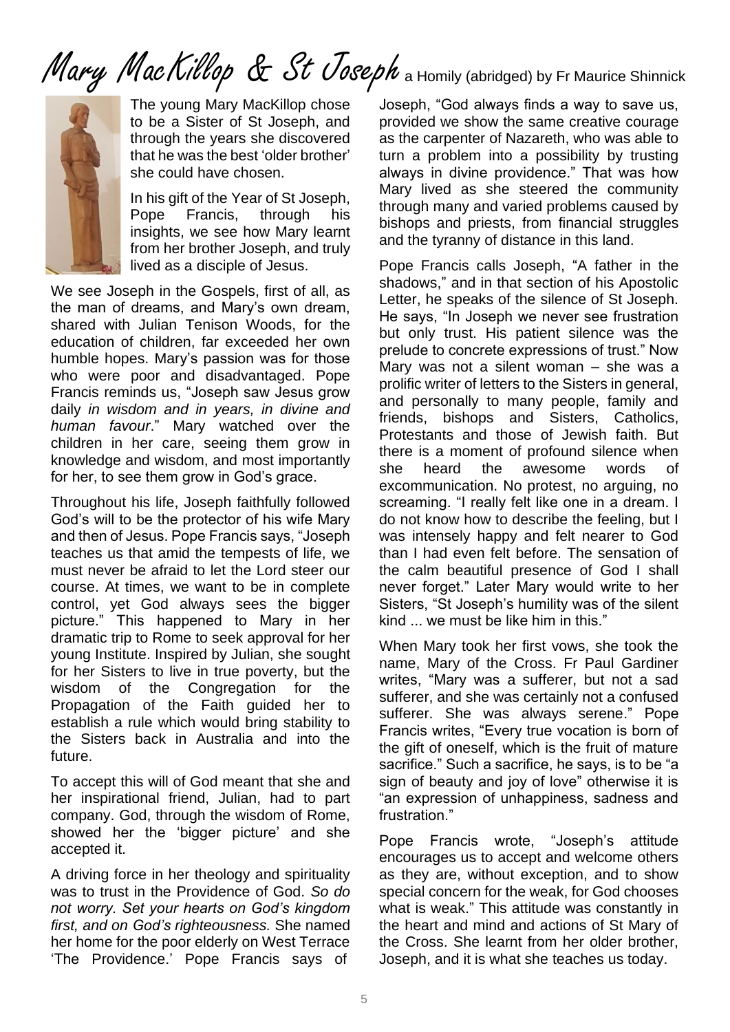# Mary MacKillop & St Joseph a Homily (abridged) by Fr Maurice Shinnick

The young Mary MacKillop chose to be a Sister of St Joseph, and through the years she discovered that he was the best 'older brother' she could have chosen.

In his gift of the Year of St Joseph, Pope Francis, through his insights, we see how Mary learnt from her brother Joseph, and truly lived as a disciple of Jesus.

We see Joseph in the Gospels, first of all, as the man of dreams, and Mary's own dream, shared with Julian Tenison Woods, for the education of children, far exceeded her own humble hopes. Mary's passion was for those who were poor and disadvantaged. Pope Francis reminds us, "Joseph saw Jesus grow daily *in wisdom and in years, in divine and human favour*." Mary watched over the children in her care, seeing them grow in knowledge and wisdom, and most importantly for her, to see them grow in God's grace.

Throughout his life, Joseph faithfully followed God's will to be the protector of his wife Mary and then of Jesus. Pope Francis says, "Joseph teaches us that amid the tempests of life, we must never be afraid to let the Lord steer our course. At times, we want to be in complete control, yet God always sees the bigger picture." This happened to Mary in her dramatic trip to Rome to seek approval for her young Institute. Inspired by Julian, she sought for her Sisters to live in true poverty, but the wisdom of the Congregation for the Propagation of the Faith guided her to establish a rule which would bring stability to the Sisters back in Australia and into the future.

To accept this will of God meant that she and her inspirational friend, Julian, had to part company. God, through the wisdom of Rome, showed her the 'bigger picture' and she accepted it.

A driving force in her theology and spirituality was to trust in the Providence of God. *So do not worry. Set your hearts on God's kingdom first, and on God's righteousness.* She named her home for the poor elderly on West Terrace 'The Providence.' Pope Francis says of Joseph, "God always finds a way to save us, provided we show the same creative courage as the carpenter of Nazareth, who was able to turn a problem into a possibility by trusting always in divine providence." That was how Mary lived as she steered the community through many and varied problems caused by bishops and priests, from financial struggles and the tyranny of distance in this land.

Pope Francis calls Joseph, "A father in the shadows," and in that section of his Apostolic Letter, he speaks of the silence of St Joseph. He says, "In Joseph we never see frustration but only trust. His patient silence was the prelude to concrete expressions of trust." Now Mary was not a silent woman – she was a prolific writer of letters to the Sisters in general, and personally to many people, family and friends, bishops and Sisters, Catholics, Protestants and those of Jewish faith. But there is a moment of profound silence when she heard the awesome words of excommunication. No protest, no arguing, no screaming. "I really felt like one in a dream. I do not know how to describe the feeling, but I was intensely happy and felt nearer to God than I had even felt before. The sensation of the calm beautiful presence of God I shall never forget." Later Mary would write to her Sisters, "St Joseph's humility was of the silent kind ... we must be like him in this."

When Mary took her first vows, she took the name, Mary of the Cross. Fr Paul Gardiner writes, "Mary was a sufferer, but not a sad sufferer, and she was certainly not a confused sufferer. She was always serene." Pope Francis writes, "Every true vocation is born of the gift of oneself, which is the fruit of mature sacrifice." Such a sacrifice, he says, is to be "a sign of beauty and joy of love" otherwise it is "an expression of unhappiness, sadness and frustration."

Pope Francis wrote, "Joseph's attitude encourages us to accept and welcome others as they are, without exception, and to show special concern for the weak, for God chooses what is weak." This attitude was constantly in the heart and mind and actions of St Mary of the Cross. She learnt from her older brother, Joseph, and it is what she teaches us today.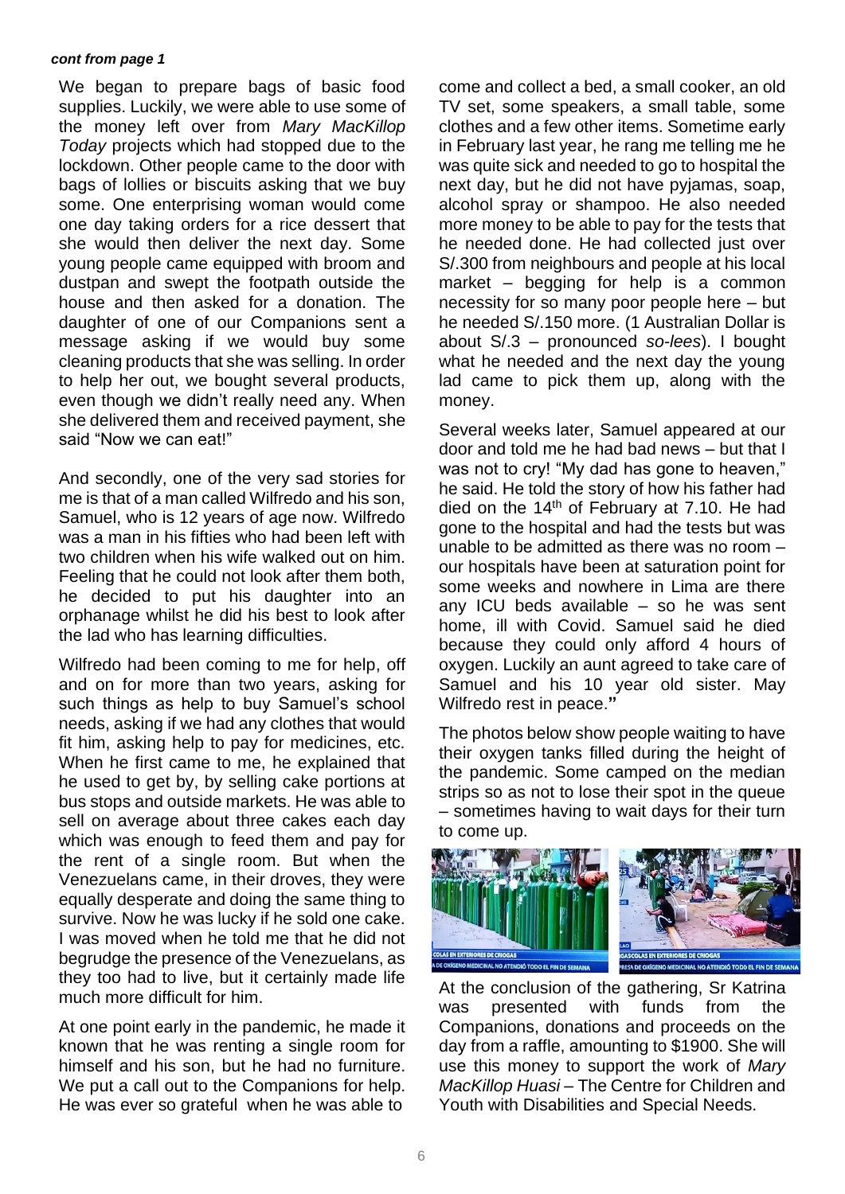***cont from page 1***

We began to prepare bags of basic food supplies. Luckily, we were able to use some of the money left over from *Mary MacKillop Today* projects which had stopped due to the lockdown. Other people came to the door with bags of lollies or biscuits asking that we buy some. One enterprising woman would come one day taking orders for a rice dessert that she would then deliver the next day. Some young people came equipped with broom and dustpan and swept the footpath outside the house and then asked for a donation. The daughter of one of our Companions sent a message asking if we would buy some cleaning products that she was selling. In order to help her out, we bought several products, even though we didn't really need any. When she delivered them and received payment, she said "Now we can eat!"

And secondly, one of the very sad stories for me is that of a man called Wilfredo and his son, Samuel, who is 12 years of age now. Wilfredo was a man in his fifties who had been left with two children when his wife walked out on him. Feeling that he could not look after them both, he decided to put his daughter into an orphanage whilst he did his best to look after the lad who has learning difficulties.

Wilfredo had been coming to me for help, off and on for more than two years, asking for such things as help to buy Samuel's school needs, asking if we had any clothes that would fit him, asking help to pay for medicines, etc. When he first came to me, he explained that he used to get by, by selling cake portions at bus stops and outside markets. He was able to sell on average about three cakes each day which was enough to feed them and pay for the rent of a single room. But when the Venezuelans came, in their droves, they were equally desperate and doing the same thing to survive. Now he was lucky if he sold one cake. I was moved when he told me that he did not begrudge the presence of the Venezuelans, as they too had to live, but it certainly made life much more difficult for him.

At one point early in the pandemic, he made it known that he was renting a single room for himself and his son, but he had no furniture. We put a call out to the Companions for help. He was ever so grateful when he was able to come and collect a bed, a small cooker, an old TV set, some speakers, a small table, some clothes and a few other items. Sometime early in February last year, he rang me telling me he was quite sick and needed to go to hospital the next day, but he did not have pyjamas, soap, alcohol spray or shampoo. He also needed more money to be able to pay for the tests that he needed done. He had collected just over S/.300 from neighbours and people at his local market – begging for help is a common necessity for so many poor people here – but he needed S/.150 more. (1 Australian Dollar is about S/.3 – pronounced *so-lees*). I bought what he needed and the next day the young lad came to pick them up, along with the money.

Several weeks later, Samuel appeared at our door and told me he had bad news – but that I was not to cry! "My dad has gone to heaven," he said. He told the story of how his father had died on the 14th of February at 7.10. He had gone to the hospital and had the tests but was unable to be admitted as there was no room – our hospitals have been at saturation point for some weeks and nowhere in Lima are there any ICU beds available – so he was sent home, ill with Covid. Samuel said he died because they could only afford 4 hours of oxygen. Luckily an aunt agreed to take care of Samuel and his 10 year old sister. May Wilfredo rest in peace."

The photos below show people waiting to have their oxygen tanks filled during the height of the pandemic. Some camped on the median strips so as not to lose their spot in the queue – sometimes having to wait days for their turn to come up.

At the conclusion of the gathering, Sr Katrina was presented with funds from the Companions, donations and proceeds on the day from a raffle, amounting to $1900. She will use this money to support the work of *Mary MacKillop Huasi* – The Centre for Children and Youth with Disabilities and Special Needs.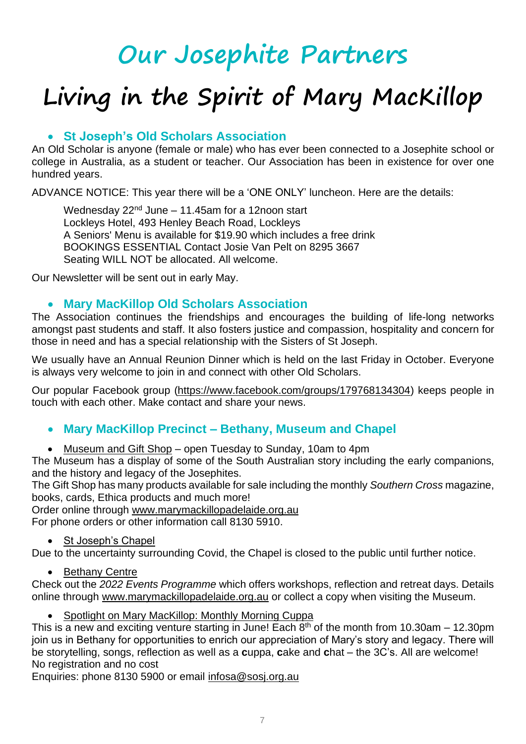# Our Josephite Partners

# Living in the Spirit of Mary MacKillop

- ### St Joseph's Old Scholars Association

An Old Scholar is anyone (female or male) who has ever been connected to a Josephite school or college in Australia, as a student or teacher. Our Association has been in existence for over one hundred years.

ADVANCE NOTICE: This year there will be a 'ONE ONLY' luncheon. Here are the details:

> Wednesday 22nd June – 11.45am for a 12noon start
> Lockleys Hotel, 493 Henley Beach Road, Lockleys
> A Seniors' Menu is available for $19.90 which includes a free drink
> BOOKINGS ESSENTIAL Contact Josie Van Pelt on 8295 3667
> Seating WILL NOT be allocated. All welcome.

Our Newsletter will be sent out in early May.

- ### Mary MacKillop Old Scholars Association

The Association continues the friendships and encourages the building of life-long networks amongst past students and staff. It also fosters justice and compassion, hospitality and concern for those in need and has a special relationship with the Sisters of St Joseph.

We usually have an Annual Reunion Dinner which is held on the last Friday in October. Everyone is always very welcome to join in and connect with other Old Scholars.

Our popular Facebook group (https://www.facebook.com/groups/179768134304) keeps people in touch with each other. Make contact and share your news.

- ### Mary MacKillop Precinct – Bethany, Museum and Chapel

- Museum and Gift Shop – open Tuesday to Sunday, 10am to 4pm

The Museum has a display of some of the South Australian story including the early companions, and the history and legacy of the Josephites.
The Gift Shop has many products available for sale including the monthly *Southern Cross* magazine, books, cards, Ethica products and much more!
Order online through www.marymackillopadelaide.org.au
For phone orders or other information call 8130 5910.

- St Joseph's Chapel

Due to the uncertainty surrounding Covid, the Chapel is closed to the public until further notice.

- Bethany Centre

Check out the *2022 Events Programme* which offers workshops, reflection and retreat days. Details online through www.marymackillopadelaide.org.au or collect a copy when visiting the Museum.

- Spotlight on Mary MacKillop: Monthly Morning Cuppa

This is a new and exciting venture starting in June! Each 8th of the month from 10.30am – 12.30pm join us in Bethany for opportunities to enrich our appreciation of Mary's story and legacy. There will be storytelling, songs, reflection as well as a **c**uppa, **c**ake and **c**hat – the 3C's. All are welcome!
No registration and no cost
Enquiries: phone 8130 5900 or email infosa@sosj.org.au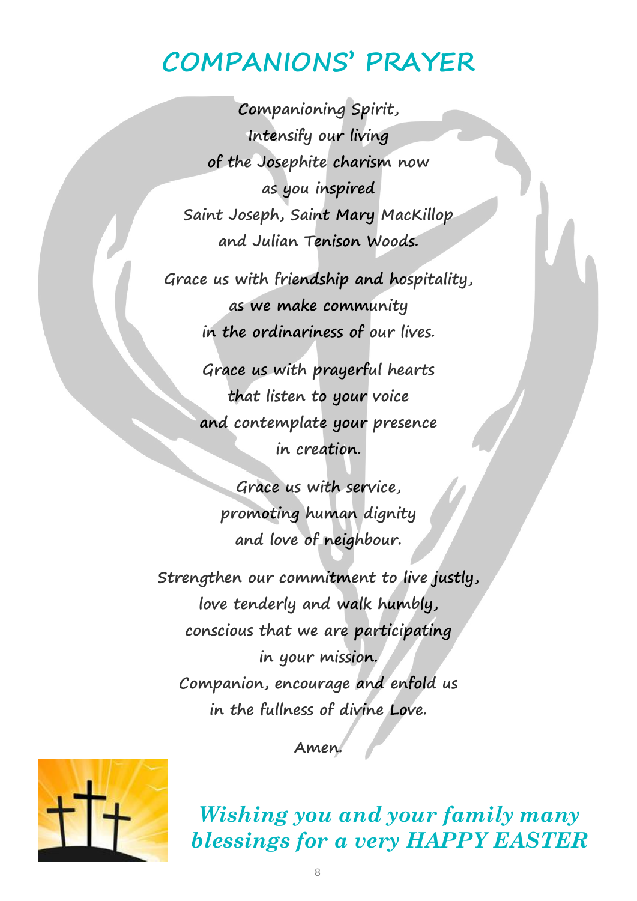# COMPANIONS' PRAYER

Companioning Spirit,
Intensify our living
of the Josephite charism now
as you inspired
Saint Joseph, Saint Mary MacKillop
and Julian Tenison Woods.

Grace us with friendship and hospitality,
as we make community
in the ordinariness of our lives.

Grace us with prayerful hearts
that listen to your voice
and contemplate your presence
in creation.

Grace us with service,
promoting human dignity
and love of neighbour.

Strengthen our commitment to live justly,
love tenderly and walk humbly,
conscious that we are participating
in your mission.
Companion, encourage and enfold us
in the fullness of divine Love.

Amen.

***Wishing you and your family many blessings for a very HAPPY EASTER***